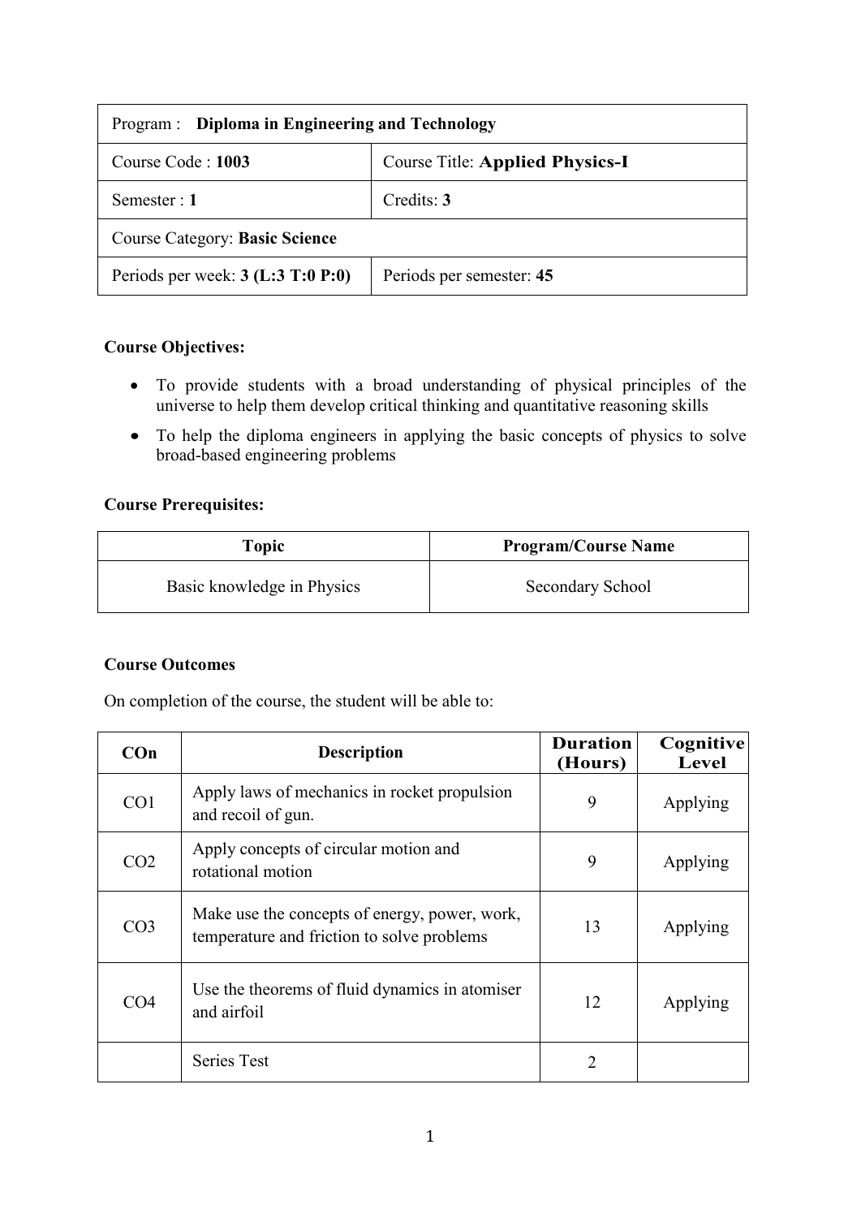| Program : **Diploma in Engineering and Technology** | |
|---|---|
| Course Code : **1003** | Course Title: **Applied Physics-I** |
| Semester : **1** | Credits: **3** |
| Course Category: **Basic Science** | |
| Periods per week: **3 (L:3 T:0 P:0)** | Periods per semester: **45** |

**Course Objectives:**

- To provide students with a broad understanding of physical principles of the universe to help them develop critical thinking and quantitative reasoning skills
- To help the diploma engineers in applying the basic concepts of physics to solve broad-based engineering problems

**Course Prerequisites:**

| Topic | Program/Course Name |
|---|---|
| Basic knowledge in Physics | Secondary School |

**Course Outcomes**

On completion of the course, the student will be able to:

| COn | Description | Duration (Hours) | Cognitive Level |
|---|---|---|---|
| CO1 | Apply laws of mechanics in rocket propulsion and recoil of gun. | 9 | Applying |
| CO2 | Apply concepts of circular motion and rotational motion | 9 | Applying |
| CO3 | Make use the concepts of energy, power, work, temperature and friction to solve problems | 13 | Applying |
| CO4 | Use the theorems of fluid dynamics in atomiser and airfoil | 12 | Applying |
| | Series Test | 2 | |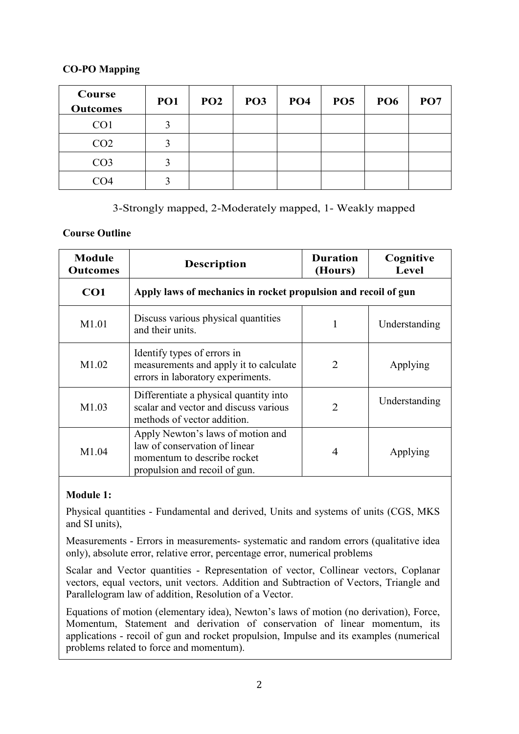**CO-PO Mapping**

| Course Outcomes | PO1 | PO2 | PO3 | PO4 | PO5 | PO6 | PO7 |
|---|---|---|---|---|---|---|---|
| CO1 | 3 | | | | | | |
| CO2 | 3 | | | | | | |
| CO3 | 3 | | | | | | |
| CO4 | 3 | | | | | | |

3-Strongly mapped, 2-Moderately mapped, 1- Weakly mapped

**Course Outline**

| Module Outcomes | Description | Duration (Hours) | Cognitive Level |
|---|---|---|---|
| **CO1** | **Apply laws of mechanics in rocket propulsion and recoil of gun** | | |
| M1.01 | Discuss various physical quantities and their units. | 1 | Understanding |
| M1.02 | Identify types of errors in measurements and apply it to calculate errors in laboratory experiments. | 2 | Applying |
| M1.03 | Differentiate a physical quantity into scalar and vector and discuss various methods of vector addition. | 2 | Understanding |
| M1.04 | Apply Newton's laws of motion and law of conservation of linear momentum to describe rocket propulsion and recoil of gun. | 4 | Applying |

**Module 1:**

Physical quantities - Fundamental and derived, Units and systems of units (CGS, MKS and SI units),

Measurements - Errors in measurements- systematic and random errors (qualitative idea only), absolute error, relative error, percentage error, numerical problems

Scalar and Vector quantities - Representation of vector, Collinear vectors, Coplanar vectors, equal vectors, unit vectors. Addition and Subtraction of Vectors, Triangle and Parallelogram law of addition, Resolution of a Vector.

Equations of motion (elementary idea), Newton's laws of motion (no derivation), Force, Momentum, Statement and derivation of conservation of linear momentum, its applications - recoil of gun and rocket propulsion, Impulse and its examples (numerical problems related to force and momentum).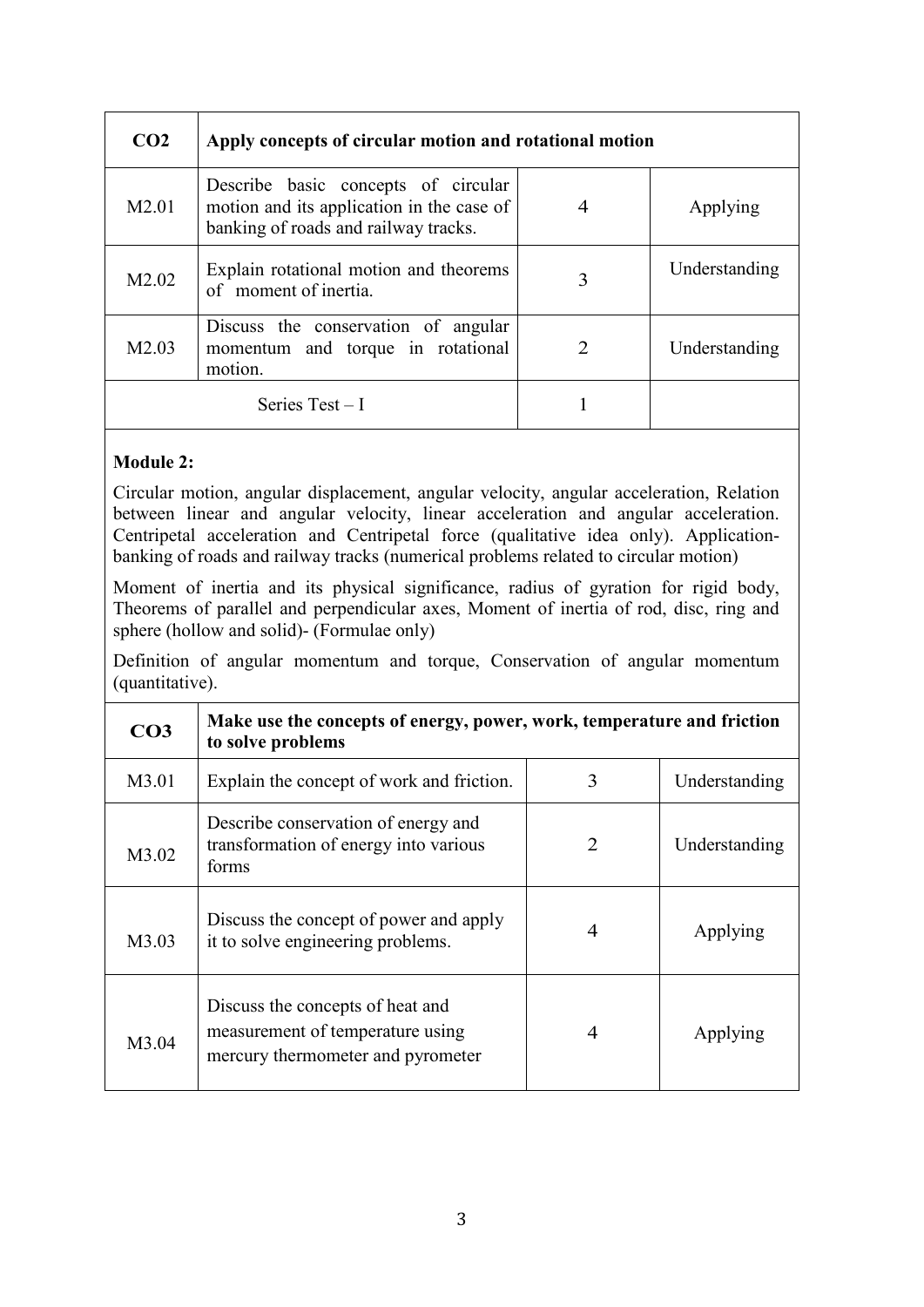| CO2 | Apply concepts of circular motion and rotational motion | | |
|---|---|---|---|
| M2.01 | Describe basic concepts of circular motion and its application in the case of banking of roads and railway tracks. | 4 | Applying |
| M2.02 | Explain rotational motion and theorems of moment of inertia. | 3 | Understanding |
| M2.03 | Discuss the conservation of angular momentum and torque in rotational motion. | 2 | Understanding |
| | Series Test – I | 1 | |

**Module 2:**

Circular motion, angular displacement, angular velocity, angular acceleration, Relation between linear and angular velocity, linear acceleration and angular acceleration. Centripetal acceleration and Centripetal force (qualitative idea only). Application- banking of roads and railway tracks (numerical problems related to circular motion)

Moment of inertia and its physical significance, radius of gyration for rigid body, Theorems of parallel and perpendicular axes, Moment of inertia of rod, disc, ring and sphere (hollow and solid)- (Formulae only)

Definition of angular momentum and torque, Conservation of angular momentum (quantitative).

| CO3 | Make use the concepts of energy, power, work, temperature and friction to solve problems | | |
|---|---|---|---|
| M3.01 | Explain the concept of work and friction. | 3 | Understanding |
| M3.02 | Describe conservation of energy and transformation of energy into various forms | 2 | Understanding |
| M3.03 | Discuss the concept of power and apply it to solve engineering problems. | 4 | Applying |
| M3.04 | Discuss the concepts of heat and measurement of temperature using mercury thermometer and pyrometer | 4 | Applying |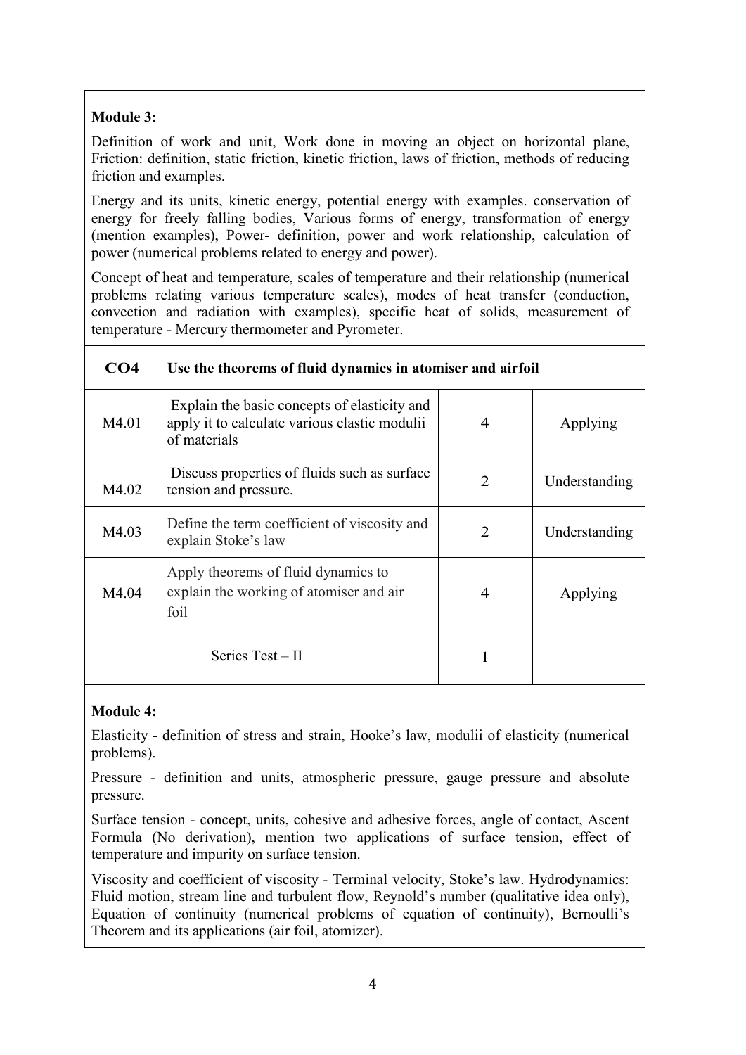**Module 3:**

Definition of work and unit, Work done in moving an object on horizontal plane, Friction: definition, static friction, kinetic friction, laws of friction, methods of reducing friction and examples.

Energy and its units, kinetic energy, potential energy with examples. conservation of energy for freely falling bodies, Various forms of energy, transformation of energy (mention examples), Power- definition, power and work relationship, calculation of power (numerical problems related to energy and power).

Concept of heat and temperature, scales of temperature and their relationship (numerical problems relating various temperature scales), modes of heat transfer (conduction, convection and radiation with examples), specific heat of solids, measurement of temperature - Mercury thermometer and Pyrometer.

| **CO4** | **Use the theorems of fluid dynamics in atomiser and airfoil** | | |
|---|---|---|---|
| M4.01 | Explain the basic concepts of elasticity and apply it to calculate various elastic modulii of materials | 4 | Applying |
| M4.02 | Discuss properties of fluids such as surface tension and pressure. | 2 | Understanding |
| M4.03 | Define the term coefficient of viscosity and explain Stoke's law | 2 | Understanding |
| M4.04 | Apply theorems of fluid dynamics to explain the working of atomiser and air foil | 4 | Applying |
| Series Test – II | | 1 | |

**Module 4:**

Elasticity - definition of stress and strain, Hooke's law, modulii of elasticity (numerical problems).

Pressure - definition and units, atmospheric pressure, gauge pressure and absolute pressure.

Surface tension - concept, units, cohesive and adhesive forces, angle of contact, Ascent Formula (No derivation), mention two applications of surface tension, effect of temperature and impurity on surface tension.

Viscosity and coefficient of viscosity - Terminal velocity, Stoke's law. Hydrodynamics: Fluid motion, stream line and turbulent flow, Reynold's number (qualitative idea only), Equation of continuity (numerical problems of equation of continuity), Bernoulli's Theorem and its applications (air foil, atomizer).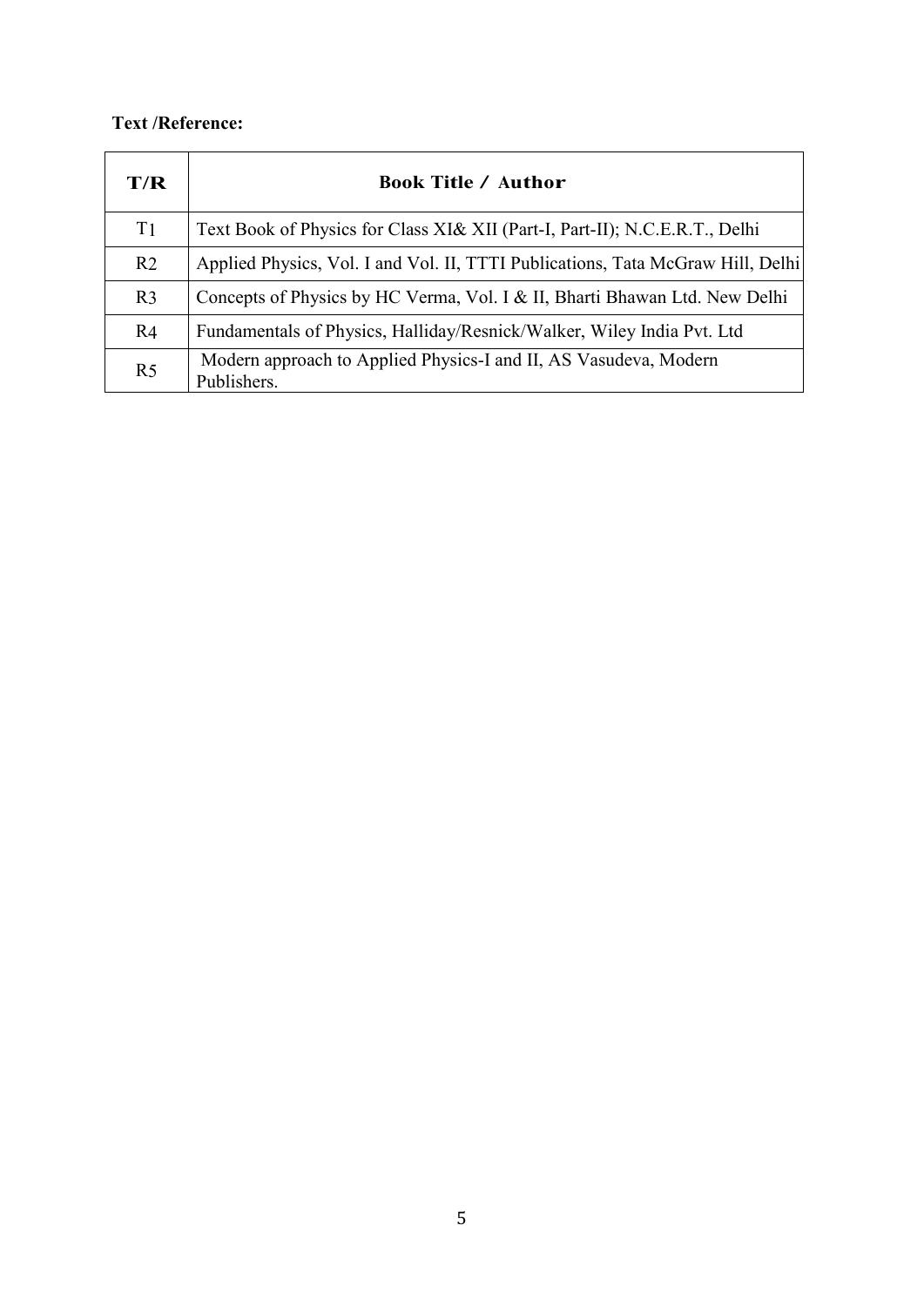**Text /Reference:**

| T/R | Book Title / Author |
|---|---|
| T1 | Text Book of Physics for Class XI& XII (Part-I, Part-II); N.C.E.R.T., Delhi |
| R2 | Applied Physics, Vol. I and Vol. II, TTTI Publications, Tata McGraw Hill, Delhi |
| R3 | Concepts of Physics by HC Verma, Vol. I & II, Bharti Bhawan Ltd. New Delhi |
| R4 | Fundamentals of Physics, Halliday/Resnick/Walker, Wiley India Pvt. Ltd |
| R5 | Modern approach to Applied Physics-I and II, AS Vasudeva, Modern Publishers. |